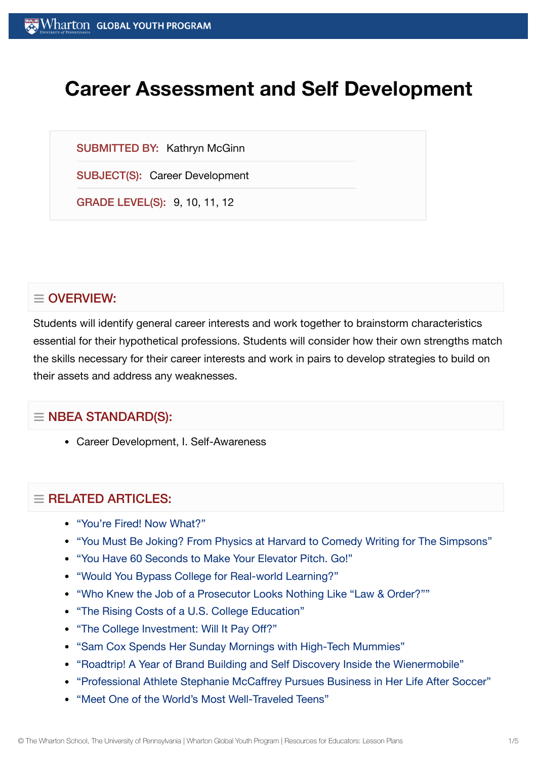# Career Assessment and Self Development

**SUBMITTED BY:** Kathryn McGinn

**SUBJECT(S):** Career Development

**GRADE LEVEL(S):** 9, 10, 11, 12

## ≡ OVERVIEW:

Students will identify general career interests and work together to brainstorm characteristics essential for their hypothetical professions. Students will consider how their own strengths match the skills necessary for their career interests and work in pairs to develop strategies to build on their assets and address any weaknesses.

## ≡ NBEA STANDARD(S):

- Career Development, I. Self-Awareness

## ≡ RELATED ARTICLES:

- "You're Fired! Now What?"
- "You Must Be Joking? From Physics at Harvard to Comedy Writing for The Simpsons"
- "You Have 60 Seconds to Make Your Elevator Pitch. Go!"
- "Would You Bypass College for Real-world Learning?"
- "Who Knew the Job of a Prosecutor Looks Nothing Like "Law & Order?""
- "The Rising Costs of a U.S. College Education"
- "The College Investment: Will It Pay Off?"
- "Sam Cox Spends Her Sunday Mornings with High-Tech Mummies"
- "Roadtrip! A Year of Brand Building and Self Discovery Inside the Wienermobile"
- "Professional Athlete Stephanie McCaffrey Pursues Business in Her Life After Soccer"
- "Meet One of the World's Most Well-Traveled Teens"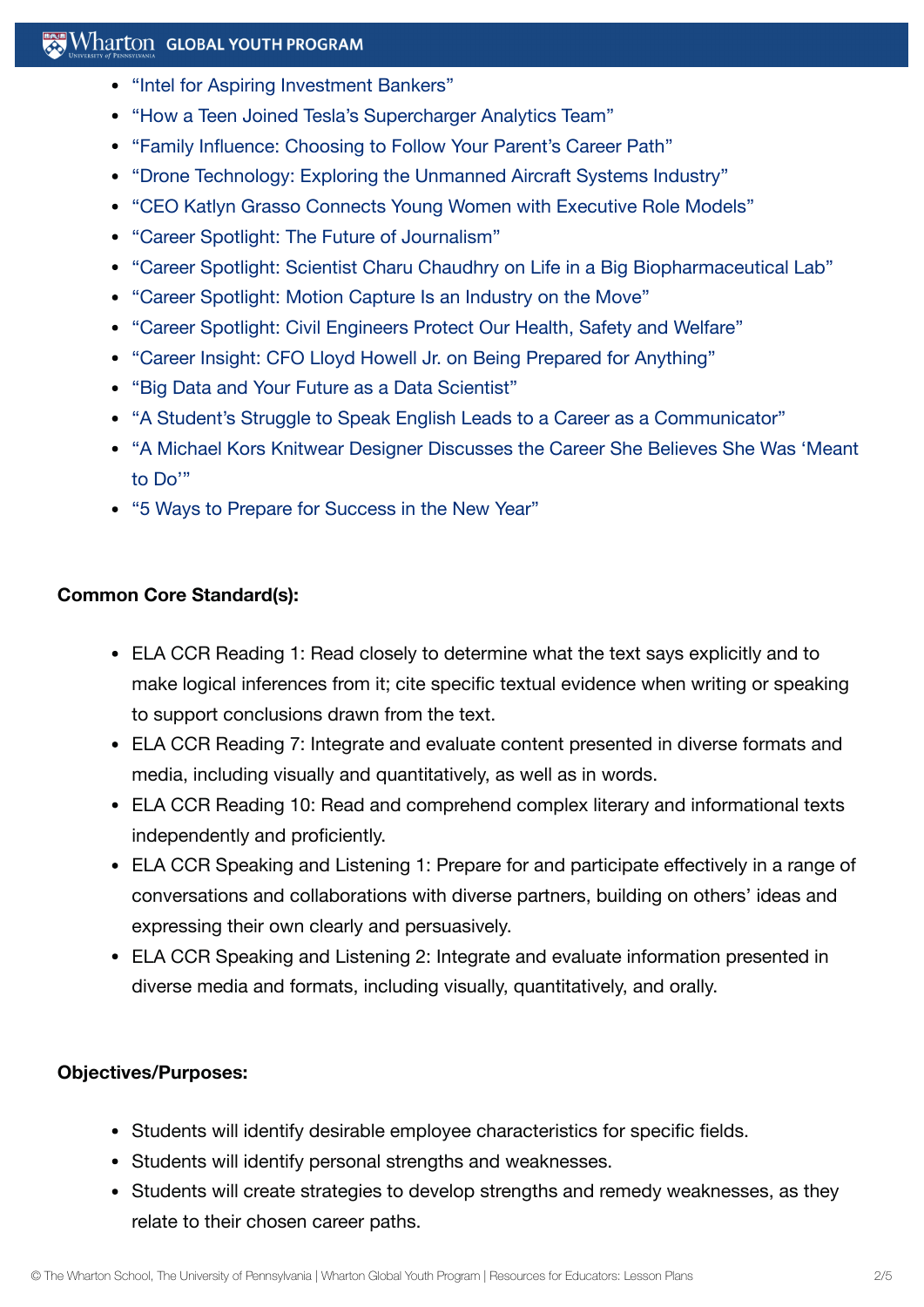- "Intel for Aspiring Investment Bankers"
- "How a Teen Joined Tesla's Supercharger Analytics Team"
- "Family Influence: Choosing to Follow Your Parent's Career Path"
- "Drone Technology: Exploring the Unmanned Aircraft Systems Industry"
- "CEO Katlyn Grasso Connects Young Women with Executive Role Models"
- "Career Spotlight: The Future of Journalism"
- "Career Spotlight: Scientist Charu Chaudhry on Life in a Big Biopharmaceutical Lab"
- "Career Spotlight: Motion Capture Is an Industry on the Move"
- "Career Spotlight: Civil Engineers Protect Our Health, Safety and Welfare"
- "Career Insight: CFO Lloyd Howell Jr. on Being Prepared for Anything"
- "Big Data and Your Future as a Data Scientist"
- "A Student's Struggle to Speak English Leads to a Career as a Communicator"
- "A Michael Kors Knitwear Designer Discusses the Career She Believes She Was 'Meant to Do'"
- "5 Ways to Prepare for Success in the New Year"

**Common Core Standard(s):**

- ELA CCR Reading 1: Read closely to determine what the text says explicitly and to make logical inferences from it; cite specific textual evidence when writing or speaking to support conclusions drawn from the text.
- ELA CCR Reading 7: Integrate and evaluate content presented in diverse formats and media, including visually and quantitatively, as well as in words.
- ELA CCR Reading 10: Read and comprehend complex literary and informational texts independently and proficiently.
- ELA CCR Speaking and Listening 1: Prepare for and participate effectively in a range of conversations and collaborations with diverse partners, building on others' ideas and expressing their own clearly and persuasively.
- ELA CCR Speaking and Listening 2: Integrate and evaluate information presented in diverse media and formats, including visually, quantitatively, and orally.

**Objectives/Purposes:**

- Students will identify desirable employee characteristics for specific fields.
- Students will identify personal strengths and weaknesses.
- Students will create strategies to develop strengths and remedy weaknesses, as they relate to their chosen career paths.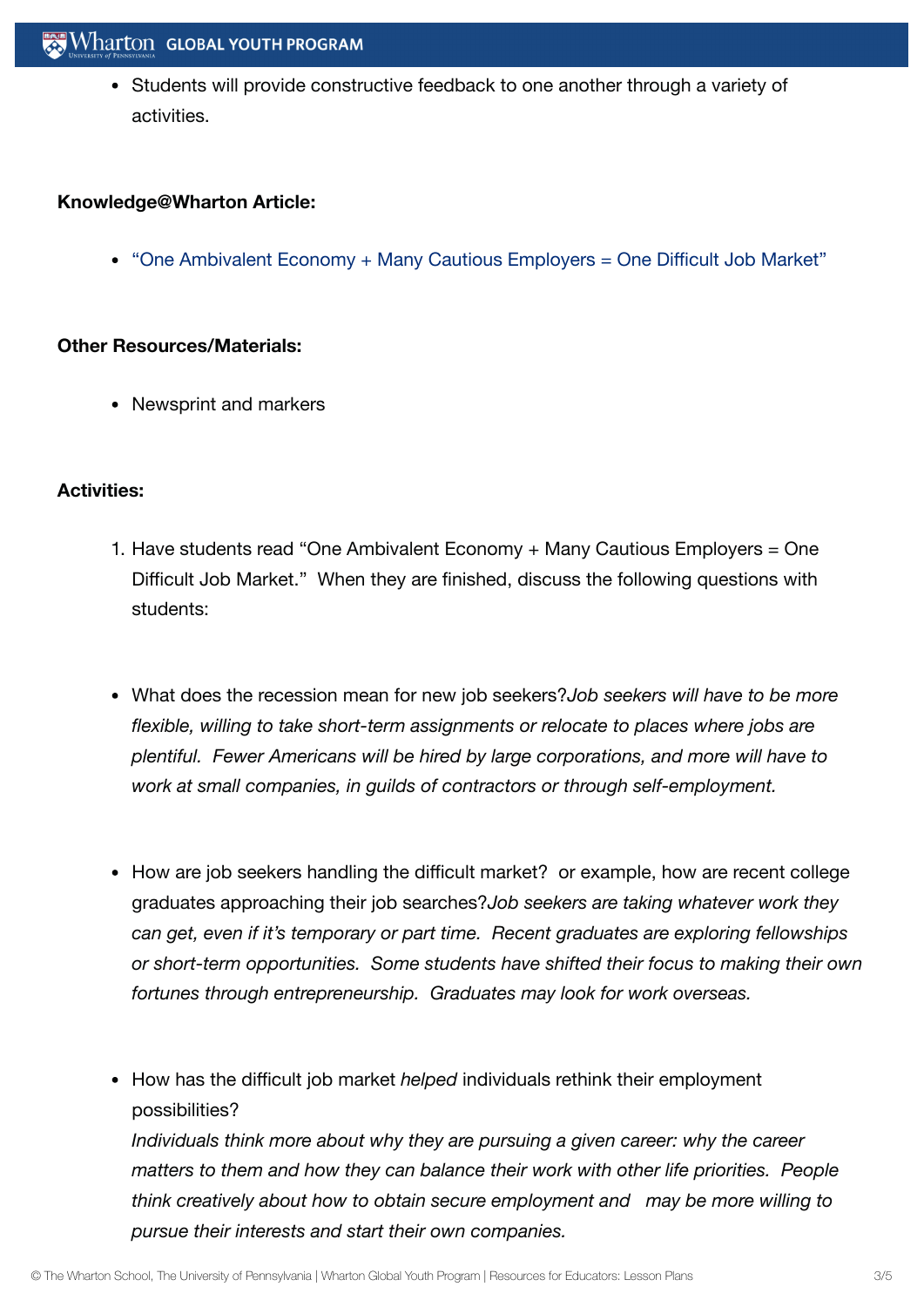- Students will provide constructive feedback to one another through a variety of activities.

**Knowledge@Wharton Article:**

- "One Ambivalent Economy + Many Cautious Employers = One Difficult Job Market"

**Other Resources/Materials:**

- Newsprint and markers

**Activities:**

1. Have students read "One Ambivalent Economy + Many Cautious Employers = One Difficult Job Market." When they are finished, discuss the following questions with students:

- What does the recession mean for new job seekers?*Job seekers will have to be more flexible, willing to take short-term assignments or relocate to places where jobs are plentiful. Fewer Americans will be hired by large corporations, and more will have to work at small companies, in guilds of contractors or through self-employment.*

- How are job seekers handling the difficult market? or example, how are recent college graduates approaching their job searches?*Job seekers are taking whatever work they can get, even if it's temporary or part time. Recent graduates are exploring fellowships or short-term opportunities. Some students have shifted their focus to making their own fortunes through entrepreneurship. Graduates may look for work overseas.*

- How has the difficult job market *helped* individuals rethink their employment possibilities?
*Individuals think more about why they are pursuing a given career: why the career matters to them and how they can balance their work with other life priorities. People think creatively about how to obtain secure employment and may be more willing to pursue their interests and start their own companies.*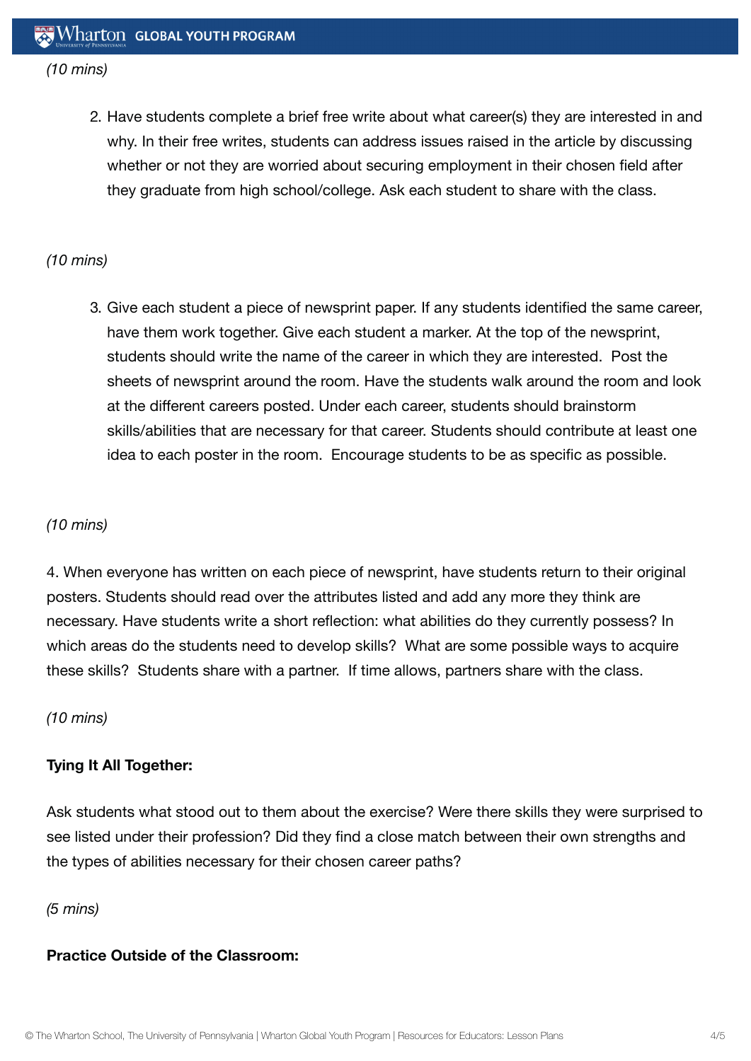*(10 mins)*

2. Have students complete a brief free write about what career(s) they are interested in and why. In their free writes, students can address issues raised in the article by discussing whether or not they are worried about securing employment in their chosen field after they graduate from high school/college. Ask each student to share with the class.

*(10 mins)*

3. Give each student a piece of newsprint paper. If any students identified the same career, have them work together. Give each student a marker. At the top of the newsprint, students should write the name of the career in which they are interested. Post the sheets of newsprint around the room. Have the students walk around the room and look at the different careers posted. Under each career, students should brainstorm skills/abilities that are necessary for that career. Students should contribute at least one idea to each poster in the room. Encourage students to be as specific as possible.

*(10 mins)*

4. When everyone has written on each piece of newsprint, have students return to their original posters. Students should read over the attributes listed and add any more they think are necessary. Have students write a short reflection: what abilities do they currently possess? In which areas do the students need to develop skills? What are some possible ways to acquire these skills? Students share with a partner. If time allows, partners share with the class.

*(10 mins)*

**Tying It All Together:**

Ask students what stood out to them about the exercise? Were there skills they were surprised to see listed under their profession? Did they find a close match between their own strengths and the types of abilities necessary for their chosen career paths?

*(5 mins)*

**Practice Outside of the Classroom:**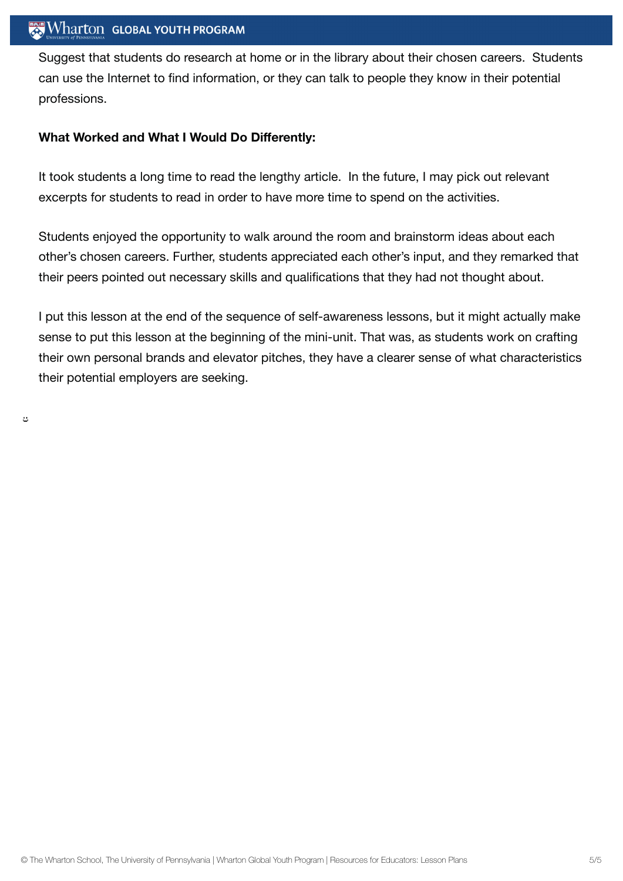Suggest that students do research at home or in the library about their chosen careers. Students can use the Internet to find information, or they can talk to people they know in their potential professions.

**What Worked and What I Would Do Differently:**

It took students a long time to read the lengthy article. In the future, I may pick out relevant excerpts for students to read in order to have more time to spend on the activities.

Students enjoyed the opportunity to walk around the room and brainstorm ideas about each other's chosen careers. Further, students appreciated each other's input, and they remarked that their peers pointed out necessary skills and qualifications that they had not thought about.

I put this lesson at the end of the sequence of self-awareness lessons, but it might actually make sense to put this lesson at the beginning of the mini-unit. That was, as students work on crafting their own personal brands and elevator pitches, they have a clearer sense of what characteristics their potential employers are seeking.